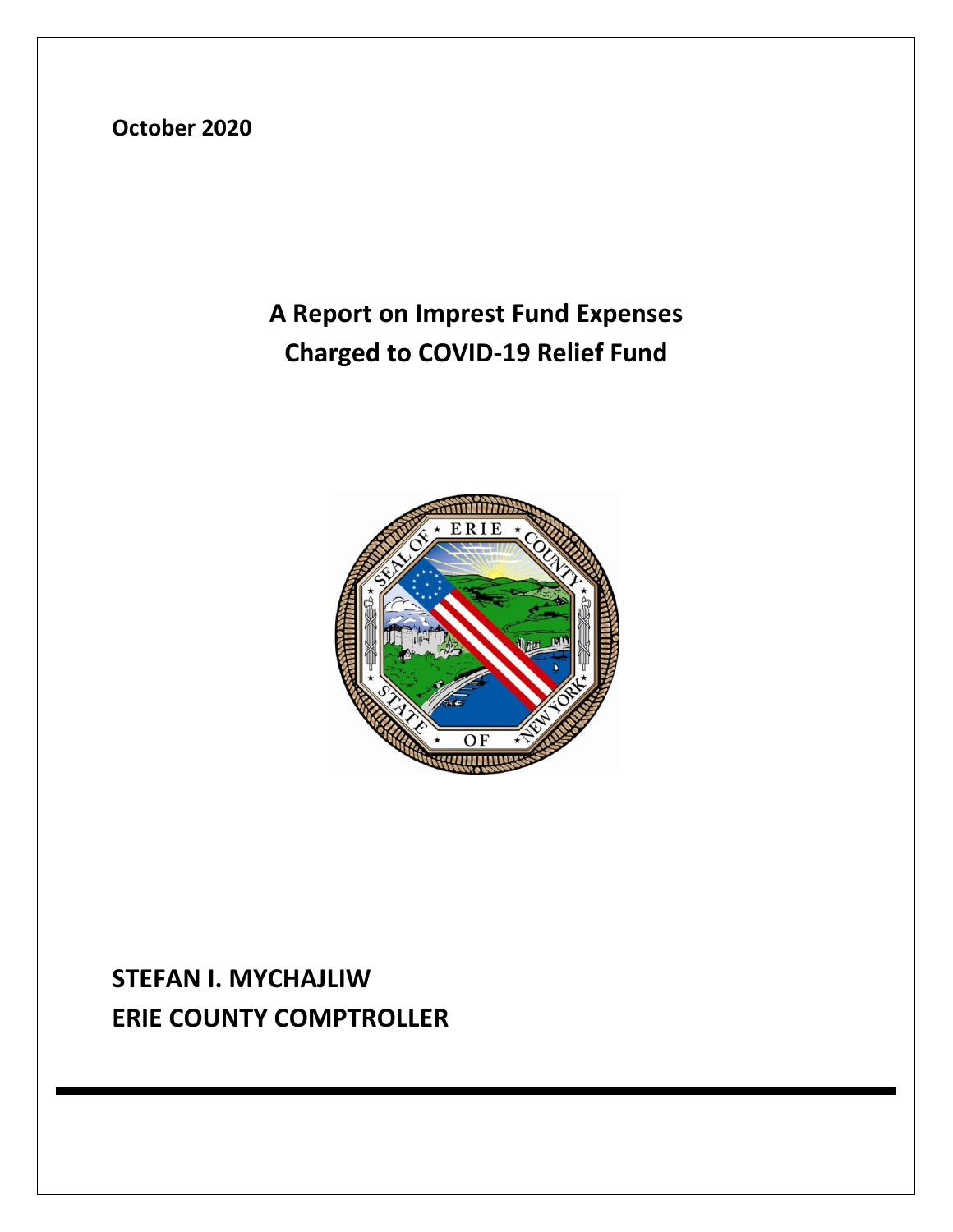**October 2020**

# A Report on Imprest Fund Expenses Charged to COVID-19 Relief Fund

**STEFAN I. MYCHAJLIW**
**ERIE COUNTY COMPTROLLER**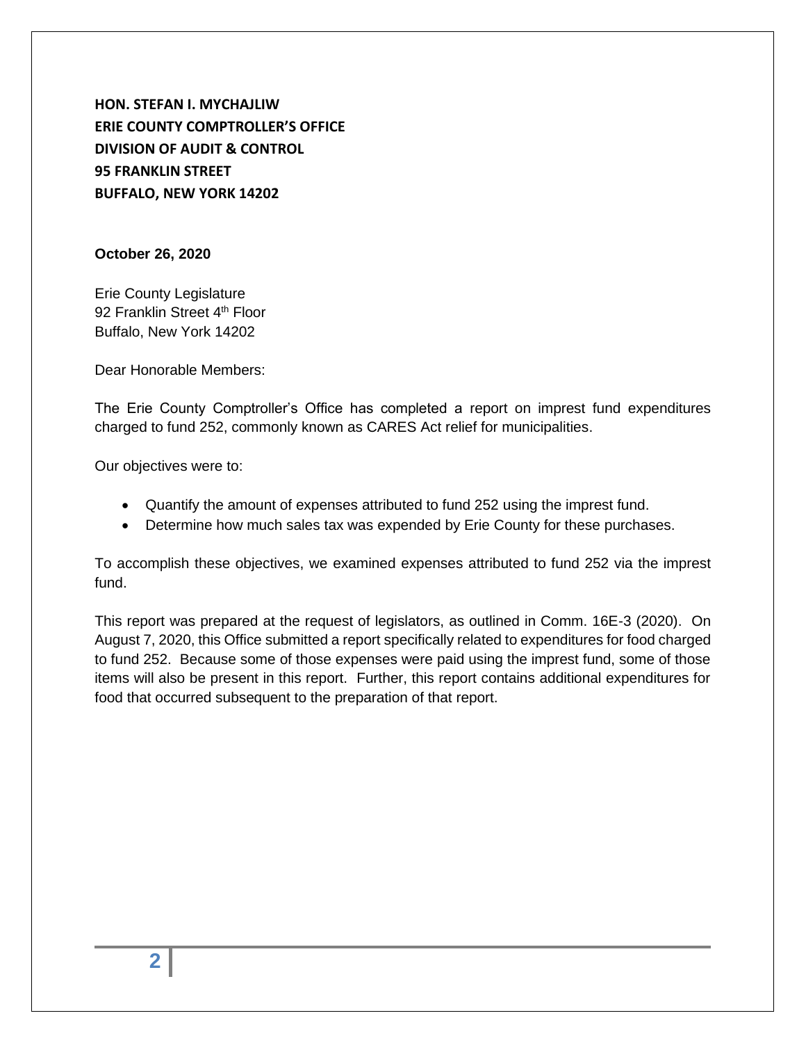**HON. STEFAN I. MYCHAJLIW**
**ERIE COUNTY COMPTROLLER'S OFFICE**
**DIVISION OF AUDIT & CONTROL**
**95 FRANKLIN STREET**
**BUFFALO, NEW YORK 14202**

**October 26, 2020**

Erie County Legislature
92 Franklin Street 4th Floor
Buffalo, New York 14202

Dear Honorable Members:

The Erie County Comptroller's Office has completed a report on imprest fund expenditures charged to fund 252, commonly known as CARES Act relief for municipalities.

Our objectives were to:

- Quantify the amount of expenses attributed to fund 252 using the imprest fund.
- Determine how much sales tax was expended by Erie County for these purchases.

To accomplish these objectives, we examined expenses attributed to fund 252 via the imprest fund.

This report was prepared at the request of legislators, as outlined in Comm. 16E-3 (2020). On August 7, 2020, this Office submitted a report specifically related to expenditures for food charged to fund 252. Because some of those expenses were paid using the imprest fund, some of those items will also be present in this report. Further, this report contains additional expenditures for food that occurred subsequent to the preparation of that report.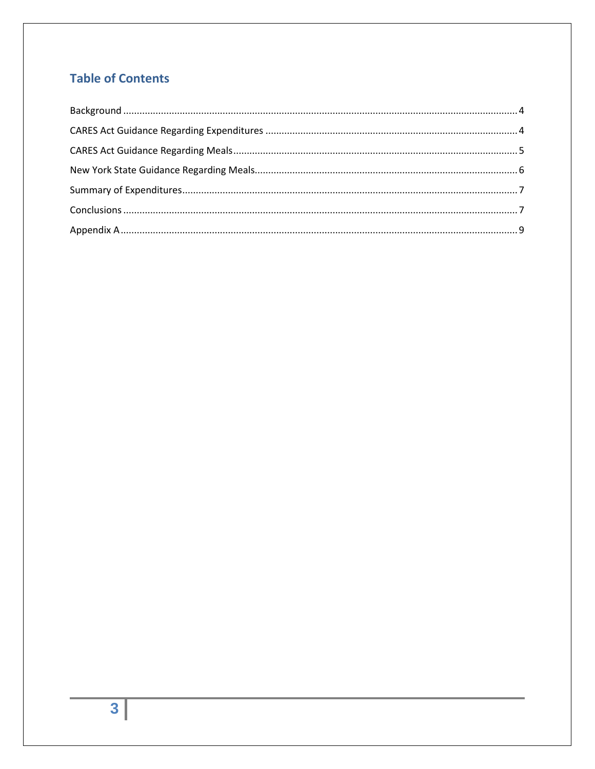## Table of Contents

Background ........................................................................................................................................ 4

CARES Act Guidance Regarding Expenditures .................................................................................. 4

CARES Act Guidance Regarding Meals ............................................................................................. 5

New York State Guidance Regarding Meals....................................................................................... 6

Summary of Expenditures.................................................................................................................. 7

Conclusions ........................................................................................................................................ 7

Appendix A ......................................................................................................................................... 9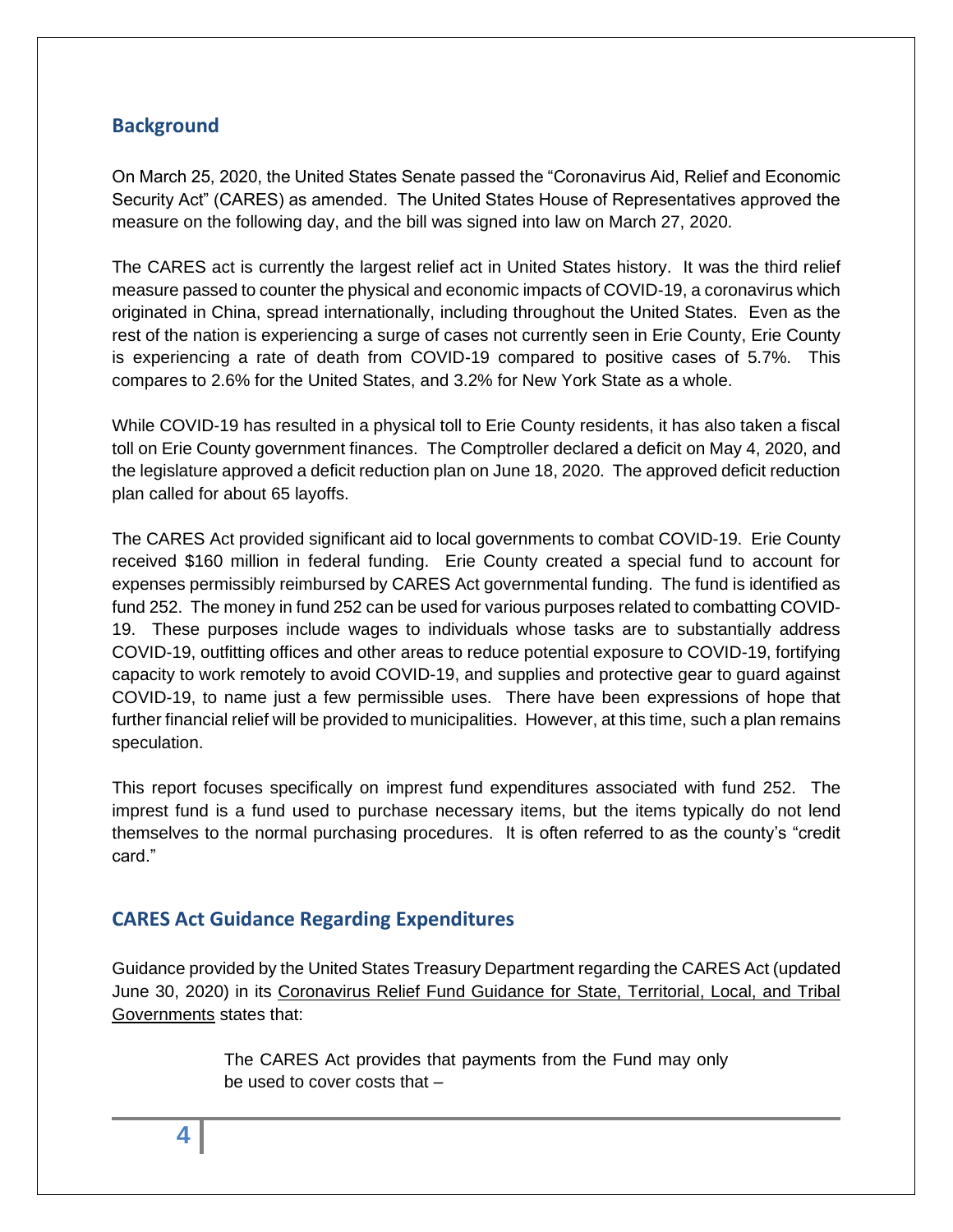## Background

On March 25, 2020, the United States Senate passed the "Coronavirus Aid, Relief and Economic Security Act" (CARES) as amended. The United States House of Representatives approved the measure on the following day, and the bill was signed into law on March 27, 2020.

The CARES act is currently the largest relief act in United States history. It was the third relief measure passed to counter the physical and economic impacts of COVID-19, a coronavirus which originated in China, spread internationally, including throughout the United States. Even as the rest of the nation is experiencing a surge of cases not currently seen in Erie County, Erie County is experiencing a rate of death from COVID-19 compared to positive cases of 5.7%. This compares to 2.6% for the United States, and 3.2% for New York State as a whole.

While COVID-19 has resulted in a physical toll to Erie County residents, it has also taken a fiscal toll on Erie County government finances. The Comptroller declared a deficit on May 4, 2020, and the legislature approved a deficit reduction plan on June 18, 2020. The approved deficit reduction plan called for about 65 layoffs.

The CARES Act provided significant aid to local governments to combat COVID-19. Erie County received $160 million in federal funding. Erie County created a special fund to account for expenses permissibly reimbursed by CARES Act governmental funding. The fund is identified as fund 252. The money in fund 252 can be used for various purposes related to combatting COVID-19. These purposes include wages to individuals whose tasks are to substantially address COVID-19, outfitting offices and other areas to reduce potential exposure to COVID-19, fortifying capacity to work remotely to avoid COVID-19, and supplies and protective gear to guard against COVID-19, to name just a few permissible uses. There have been expressions of hope that further financial relief will be provided to municipalities. However, at this time, such a plan remains speculation.

This report focuses specifically on imprest fund expenditures associated with fund 252. The imprest fund is a fund used to purchase necessary items, but the items typically do not lend themselves to the normal purchasing procedures. It is often referred to as the county's "credit card."

## CARES Act Guidance Regarding Expenditures

Guidance provided by the United States Treasury Department regarding the CARES Act (updated June 30, 2020) in its Coronavirus Relief Fund Guidance for State, Territorial, Local, and Tribal Governments states that:

> The CARES Act provides that payments from the Fund may only be used to cover costs that –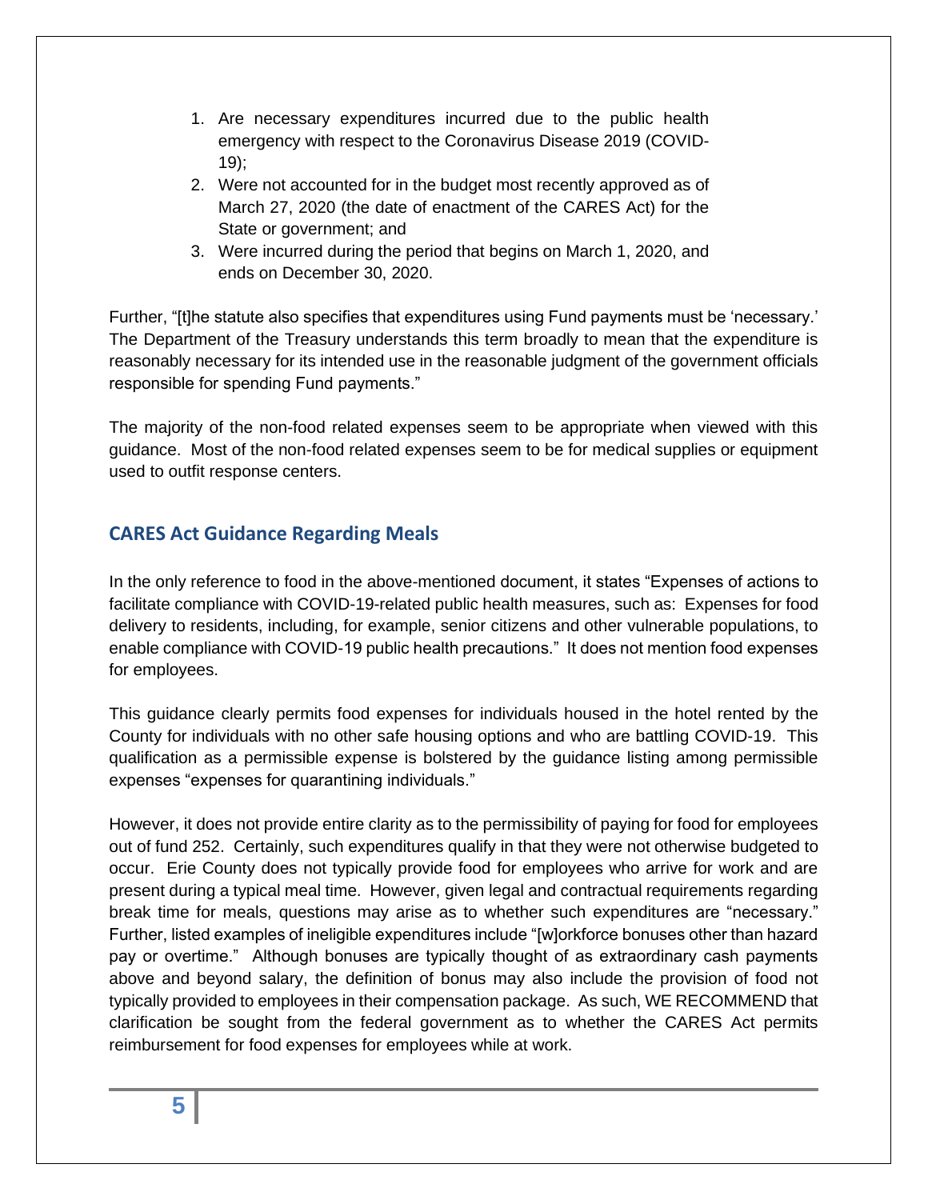1. Are necessary expenditures incurred due to the public health emergency with respect to the Coronavirus Disease 2019 (COVID-19);
2. Were not accounted for in the budget most recently approved as of March 27, 2020 (the date of enactment of the CARES Act) for the State or government; and
3. Were incurred during the period that begins on March 1, 2020, and ends on December 30, 2020.

Further, "[t]he statute also specifies that expenditures using Fund payments must be 'necessary.' The Department of the Treasury understands this term broadly to mean that the expenditure is reasonably necessary for its intended use in the reasonable judgment of the government officials responsible for spending Fund payments."

The majority of the non-food related expenses seem to be appropriate when viewed with this guidance. Most of the non-food related expenses seem to be for medical supplies or equipment used to outfit response centers.

## CARES Act Guidance Regarding Meals

In the only reference to food in the above-mentioned document, it states "Expenses of actions to facilitate compliance with COVID-19-related public health measures, such as: Expenses for food delivery to residents, including, for example, senior citizens and other vulnerable populations, to enable compliance with COVID-19 public health precautions." It does not mention food expenses for employees.

This guidance clearly permits food expenses for individuals housed in the hotel rented by the County for individuals with no other safe housing options and who are battling COVID-19. This qualification as a permissible expense is bolstered by the guidance listing among permissible expenses "expenses for quarantining individuals."

However, it does not provide entire clarity as to the permissibility of paying for food for employees out of fund 252. Certainly, such expenditures qualify in that they were not otherwise budgeted to occur. Erie County does not typically provide food for employees who arrive for work and are present during a typical meal time. However, given legal and contractual requirements regarding break time for meals, questions may arise as to whether such expenditures are "necessary." Further, listed examples of ineligible expenditures include "[w]orkforce bonuses other than hazard pay or overtime." Although bonuses are typically thought of as extraordinary cash payments above and beyond salary, the definition of bonus may also include the provision of food not typically provided to employees in their compensation package. As such, WE RECOMMEND that clarification be sought from the federal government as to whether the CARES Act permits reimbursement for food expenses for employees while at work.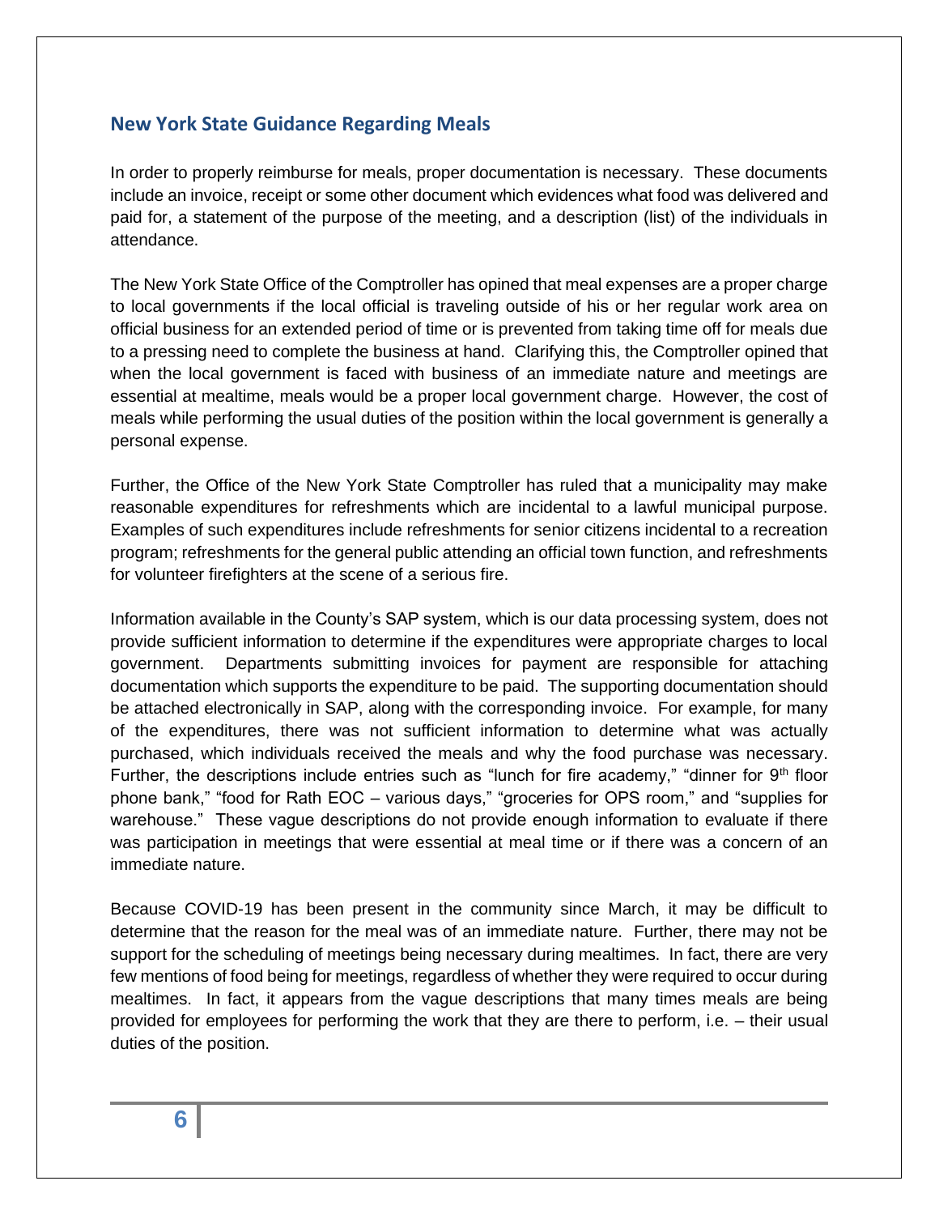## New York State Guidance Regarding Meals

In order to properly reimburse for meals, proper documentation is necessary. These documents include an invoice, receipt or some other document which evidences what food was delivered and paid for, a statement of the purpose of the meeting, and a description (list) of the individuals in attendance.

The New York State Office of the Comptroller has opined that meal expenses are a proper charge to local governments if the local official is traveling outside of his or her regular work area on official business for an extended period of time or is prevented from taking time off for meals due to a pressing need to complete the business at hand. Clarifying this, the Comptroller opined that when the local government is faced with business of an immediate nature and meetings are essential at mealtime, meals would be a proper local government charge. However, the cost of meals while performing the usual duties of the position within the local government is generally a personal expense.

Further, the Office of the New York State Comptroller has ruled that a municipality may make reasonable expenditures for refreshments which are incidental to a lawful municipal purpose. Examples of such expenditures include refreshments for senior citizens incidental to a recreation program; refreshments for the general public attending an official town function, and refreshments for volunteer firefighters at the scene of a serious fire.

Information available in the County's SAP system, which is our data processing system, does not provide sufficient information to determine if the expenditures were appropriate charges to local government. Departments submitting invoices for payment are responsible for attaching documentation which supports the expenditure to be paid. The supporting documentation should be attached electronically in SAP, along with the corresponding invoice. For example, for many of the expenditures, there was not sufficient information to determine what was actually purchased, which individuals received the meals and why the food purchase was necessary. Further, the descriptions include entries such as "lunch for fire academy," "dinner for 9th floor phone bank," "food for Rath EOC – various days," "groceries for OPS room," and "supplies for warehouse." These vague descriptions do not provide enough information to evaluate if there was participation in meetings that were essential at meal time or if there was a concern of an immediate nature.

Because COVID-19 has been present in the community since March, it may be difficult to determine that the reason for the meal was of an immediate nature. Further, there may not be support for the scheduling of meetings being necessary during mealtimes. In fact, there are very few mentions of food being for meetings, regardless of whether they were required to occur during mealtimes. In fact, it appears from the vague descriptions that many times meals are being provided for employees for performing the work that they are there to perform, i.e. – their usual duties of the position.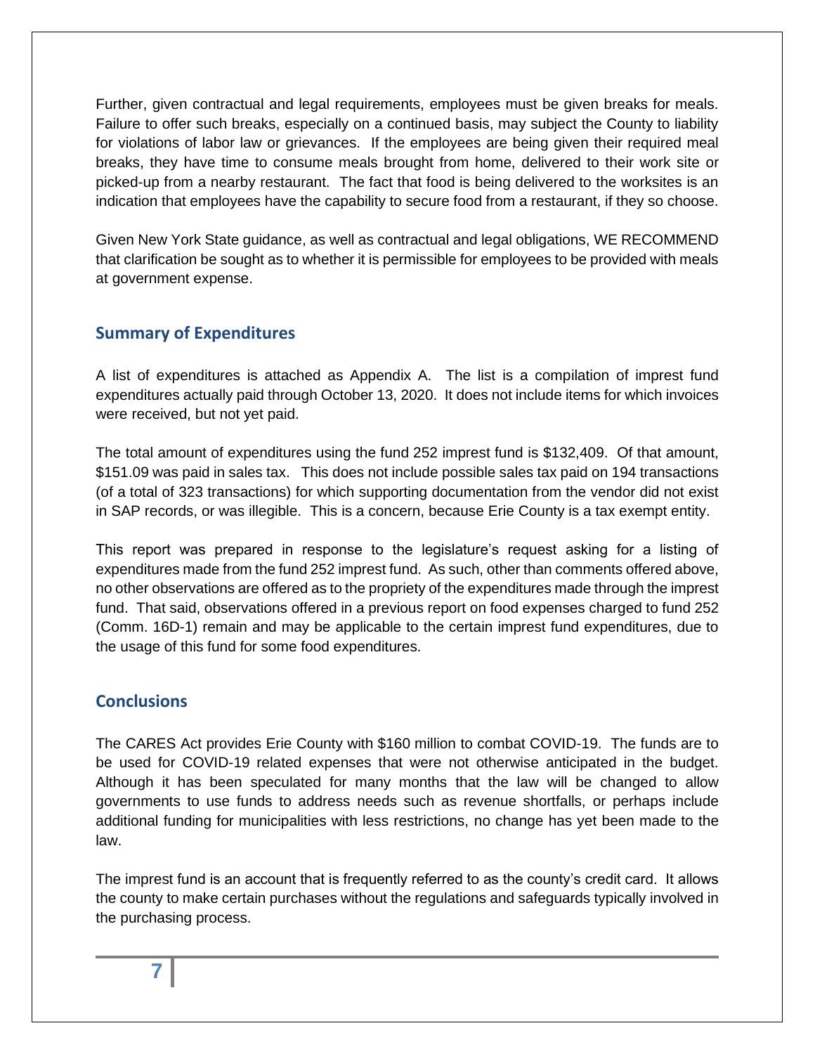Further, given contractual and legal requirements, employees must be given breaks for meals. Failure to offer such breaks, especially on a continued basis, may subject the County to liability for violations of labor law or grievances. If the employees are being given their required meal breaks, they have time to consume meals brought from home, delivered to their work site or picked-up from a nearby restaurant. The fact that food is being delivered to the worksites is an indication that employees have the capability to secure food from a restaurant, if they so choose.

Given New York State guidance, as well as contractual and legal obligations, WE RECOMMEND that clarification be sought as to whether it is permissible for employees to be provided with meals at government expense.

## Summary of Expenditures

A list of expenditures is attached as Appendix A. The list is a compilation of imprest fund expenditures actually paid through October 13, 2020. It does not include items for which invoices were received, but not yet paid.

The total amount of expenditures using the fund 252 imprest fund is $132,409. Of that amount, $151.09 was paid in sales tax. This does not include possible sales tax paid on 194 transactions (of a total of 323 transactions) for which supporting documentation from the vendor did not exist in SAP records, or was illegible. This is a concern, because Erie County is a tax exempt entity.

This report was prepared in response to the legislature's request asking for a listing of expenditures made from the fund 252 imprest fund. As such, other than comments offered above, no other observations are offered as to the propriety of the expenditures made through the imprest fund. That said, observations offered in a previous report on food expenses charged to fund 252 (Comm. 16D-1) remain and may be applicable to the certain imprest fund expenditures, due to the usage of this fund for some food expenditures.

## Conclusions

The CARES Act provides Erie County with $160 million to combat COVID-19. The funds are to be used for COVID-19 related expenses that were not otherwise anticipated in the budget. Although it has been speculated for many months that the law will be changed to allow governments to use funds to address needs such as revenue shortfalls, or perhaps include additional funding for municipalities with less restrictions, no change has yet been made to the law.

The imprest fund is an account that is frequently referred to as the county's credit card. It allows the county to make certain purchases without the regulations and safeguards typically involved in the purchasing process.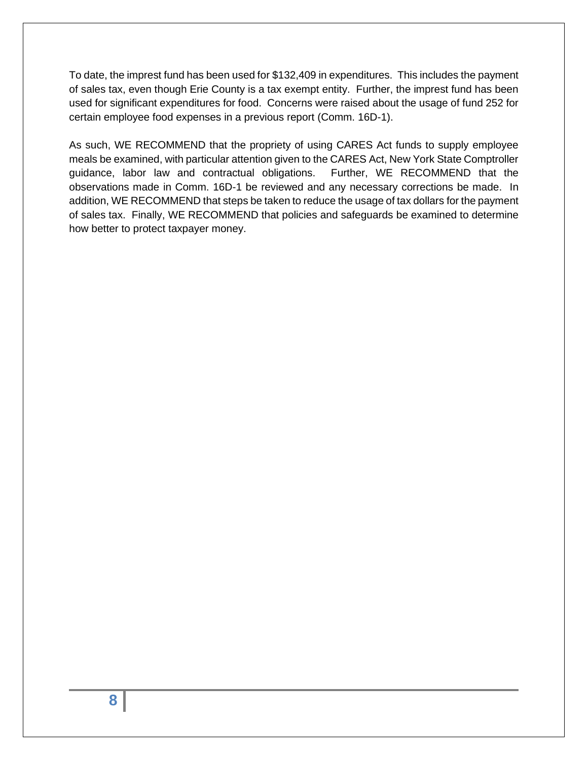To date, the imprest fund has been used for $132,409 in expenditures. This includes the payment of sales tax, even though Erie County is a tax exempt entity. Further, the imprest fund has been used for significant expenditures for food. Concerns were raised about the usage of fund 252 for certain employee food expenses in a previous report (Comm. 16D-1).

As such, WE RECOMMEND that the propriety of using CARES Act funds to supply employee meals be examined, with particular attention given to the CARES Act, New York State Comptroller guidance, labor law and contractual obligations. Further, WE RECOMMEND that the observations made in Comm. 16D-1 be reviewed and any necessary corrections be made. In addition, WE RECOMMEND that steps be taken to reduce the usage of tax dollars for the payment of sales tax. Finally, WE RECOMMEND that policies and safeguards be examined to determine how better to protect taxpayer money.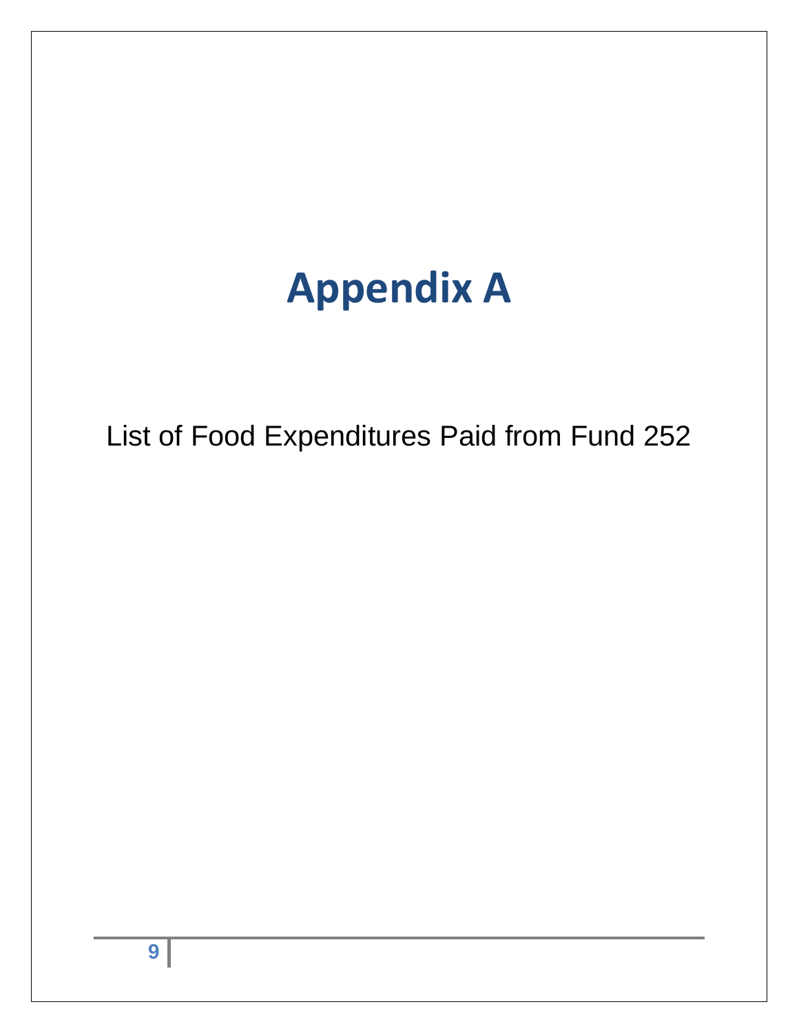# Appendix A

List of Food Expenditures Paid from Fund 252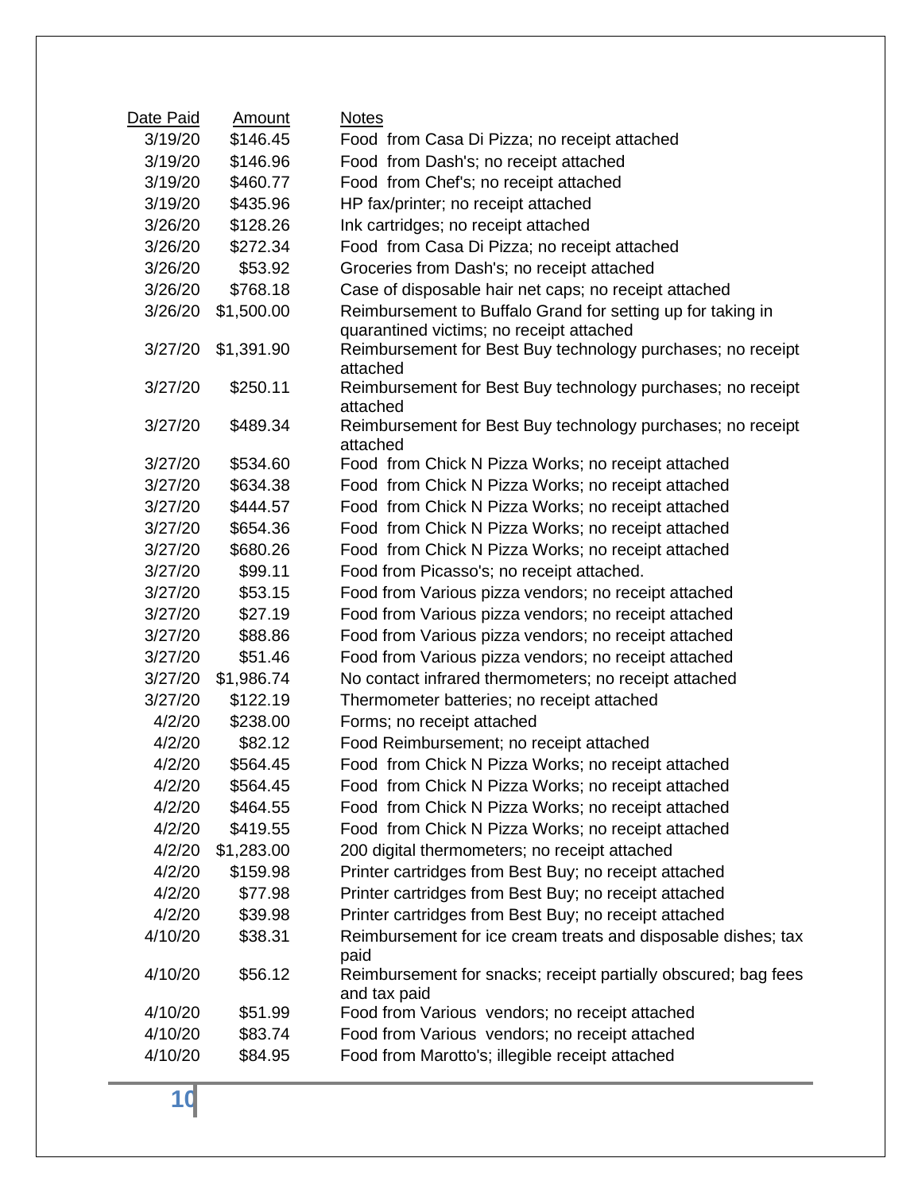| Date Paid | Amount | Notes |
|---|---|---|
| 3/19/20 | $146.45 | Food from Casa Di Pizza; no receipt attached |
| 3/19/20 | $146.96 | Food from Dash's; no receipt attached |
| 3/19/20 | $460.77 | Food from Chef's; no receipt attached |
| 3/19/20 | $435.96 | HP fax/printer; no receipt attached |
| 3/26/20 | $128.26 | Ink cartridges; no receipt attached |
| 3/26/20 | $272.34 | Food from Casa Di Pizza; no receipt attached |
| 3/26/20 | $53.92 | Groceries from Dash's; no receipt attached |
| 3/26/20 | $768.18 | Case of disposable hair net caps; no receipt attached |
| 3/26/20 | $1,500.00 | Reimbursement to Buffalo Grand for setting up for taking in quarantined victims; no receipt attached |
| 3/27/20 | $1,391.90 | Reimbursement for Best Buy technology purchases; no receipt attached |
| 3/27/20 | $250.11 | Reimbursement for Best Buy technology purchases; no receipt attached |
| 3/27/20 | $489.34 | Reimbursement for Best Buy technology purchases; no receipt attached |
| 3/27/20 | $534.60 | Food from Chick N Pizza Works; no receipt attached |
| 3/27/20 | $634.38 | Food from Chick N Pizza Works; no receipt attached |
| 3/27/20 | $444.57 | Food from Chick N Pizza Works; no receipt attached |
| 3/27/20 | $654.36 | Food from Chick N Pizza Works; no receipt attached |
| 3/27/20 | $680.26 | Food from Chick N Pizza Works; no receipt attached |
| 3/27/20 | $99.11 | Food from Picasso's; no receipt attached. |
| 3/27/20 | $53.15 | Food from Various pizza vendors; no receipt attached |
| 3/27/20 | $27.19 | Food from Various pizza vendors; no receipt attached |
| 3/27/20 | $88.86 | Food from Various pizza vendors; no receipt attached |
| 3/27/20 | $51.46 | Food from Various pizza vendors; no receipt attached |
| 3/27/20 | $1,986.74 | No contact infrared thermometers; no receipt attached |
| 3/27/20 | $122.19 | Thermometer batteries; no receipt attached |
| 4/2/20 | $238.00 | Forms; no receipt attached |
| 4/2/20 | $82.12 | Food Reimbursement; no receipt attached |
| 4/2/20 | $564.45 | Food from Chick N Pizza Works; no receipt attached |
| 4/2/20 | $564.45 | Food from Chick N Pizza Works; no receipt attached |
| 4/2/20 | $464.55 | Food from Chick N Pizza Works; no receipt attached |
| 4/2/20 | $419.55 | Food from Chick N Pizza Works; no receipt attached |
| 4/2/20 | $1,283.00 | 200 digital thermometers; no receipt attached |
| 4/2/20 | $159.98 | Printer cartridges from Best Buy; no receipt attached |
| 4/2/20 | $77.98 | Printer cartridges from Best Buy; no receipt attached |
| 4/2/20 | $39.98 | Printer cartridges from Best Buy; no receipt attached |
| 4/10/20 | $38.31 | Reimbursement for ice cream treats and disposable dishes; tax paid |
| 4/10/20 | $56.12 | Reimbursement for snacks; receipt partially obscured; bag fees and tax paid |
| 4/10/20 | $51.99 | Food from Various vendors; no receipt attached |
| 4/10/20 | $83.74 | Food from Various vendors; no receipt attached |
| 4/10/20 | $84.95 | Food from Marotto's; illegible receipt attached |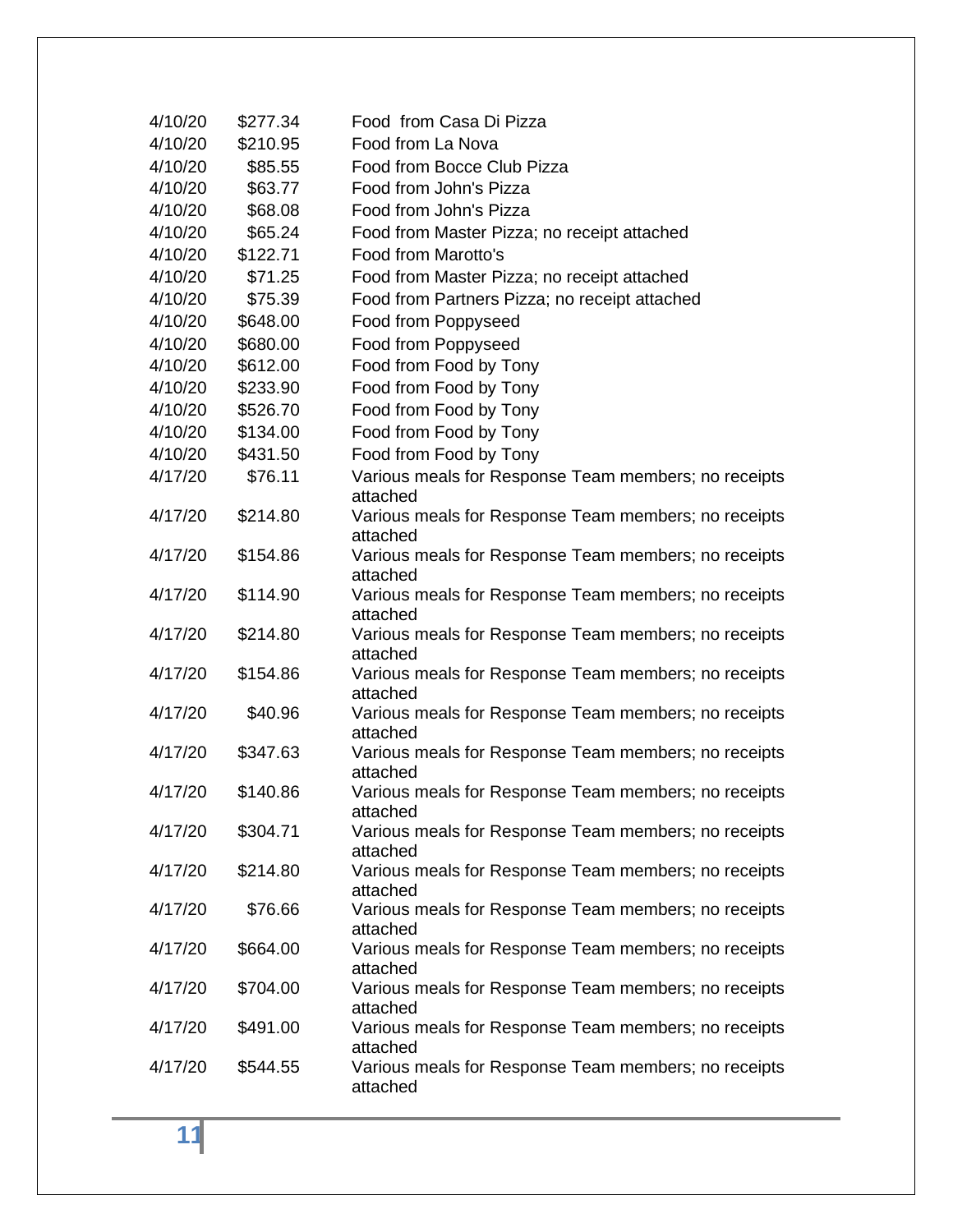| | | |
|---|---|---|
| 4/10/20 | $277.34 | Food  from Casa Di Pizza |
| 4/10/20 | $210.95 | Food from La Nova |
| 4/10/20 | $85.55 | Food from Bocce Club Pizza |
| 4/10/20 | $63.77 | Food from John's Pizza |
| 4/10/20 | $68.08 | Food from John's Pizza |
| 4/10/20 | $65.24 | Food from Master Pizza; no receipt attached |
| 4/10/20 | $122.71 | Food from Marotto's |
| 4/10/20 | $71.25 | Food from Master Pizza; no receipt attached |
| 4/10/20 | $75.39 | Food from Partners Pizza; no receipt attached |
| 4/10/20 | $648.00 | Food from Poppyseed |
| 4/10/20 | $680.00 | Food from Poppyseed |
| 4/10/20 | $612.00 | Food from Food by Tony |
| 4/10/20 | $233.90 | Food from Food by Tony |
| 4/10/20 | $526.70 | Food from Food by Tony |
| 4/10/20 | $134.00 | Food from Food by Tony |
| 4/10/20 | $431.50 | Food from Food by Tony |
| 4/17/20 | $76.11 | Various meals for Response Team members; no receipts attached |
| 4/17/20 | $214.80 | Various meals for Response Team members; no receipts attached |
| 4/17/20 | $154.86 | Various meals for Response Team members; no receipts attached |
| 4/17/20 | $114.90 | Various meals for Response Team members; no receipts attached |
| 4/17/20 | $214.80 | Various meals for Response Team members; no receipts attached |
| 4/17/20 | $154.86 | Various meals for Response Team members; no receipts attached |
| 4/17/20 | $40.96 | Various meals for Response Team members; no receipts attached |
| 4/17/20 | $347.63 | Various meals for Response Team members; no receipts attached |
| 4/17/20 | $140.86 | Various meals for Response Team members; no receipts attached |
| 4/17/20 | $304.71 | Various meals for Response Team members; no receipts attached |
| 4/17/20 | $214.80 | Various meals for Response Team members; no receipts attached |
| 4/17/20 | $76.66 | Various meals for Response Team members; no receipts attached |
| 4/17/20 | $664.00 | Various meals for Response Team members; no receipts attached |
| 4/17/20 | $704.00 | Various meals for Response Team members; no receipts attached |
| 4/17/20 | $491.00 | Various meals for Response Team members; no receipts attached |
| 4/17/20 | $544.55 | Various meals for Response Team members; no receipts attached |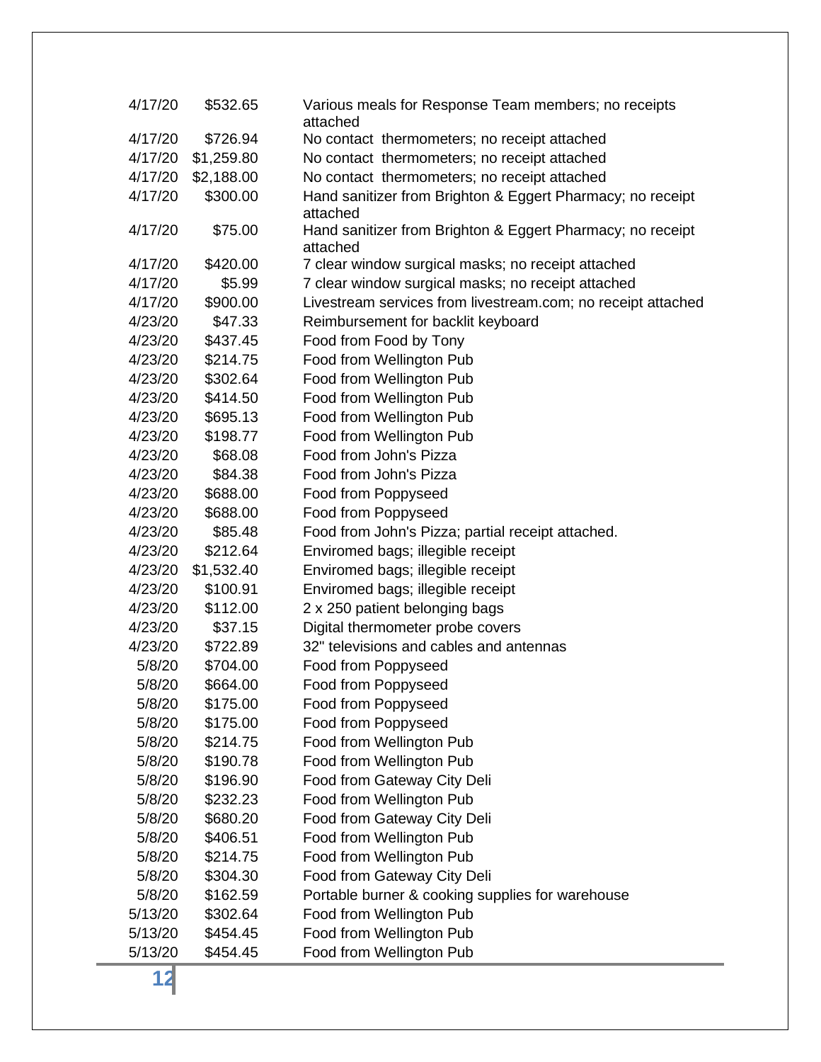| | | |
|---|---|---|
| 4/17/20 | $532.65 | Various meals for Response Team members; no receipts attached |
| 4/17/20 | $726.94 | No contact thermometers; no receipt attached |
| 4/17/20 | $1,259.80 | No contact thermometers; no receipt attached |
| 4/17/20 | $2,188.00 | No contact thermometers; no receipt attached |
| 4/17/20 | $300.00 | Hand sanitizer from Brighton & Eggert Pharmacy; no receipt attached |
| 4/17/20 | $75.00 | Hand sanitizer from Brighton & Eggert Pharmacy; no receipt attached |
| 4/17/20 | $420.00 | 7 clear window surgical masks; no receipt attached |
| 4/17/20 | $5.99 | 7 clear window surgical masks; no receipt attached |
| 4/17/20 | $900.00 | Livestream services from livestream.com; no receipt attached |
| 4/23/20 | $47.33 | Reimbursement for backlit keyboard |
| 4/23/20 | $437.45 | Food from Food by Tony |
| 4/23/20 | $214.75 | Food from Wellington Pub |
| 4/23/20 | $302.64 | Food from Wellington Pub |
| 4/23/20 | $414.50 | Food from Wellington Pub |
| 4/23/20 | $695.13 | Food from Wellington Pub |
| 4/23/20 | $198.77 | Food from Wellington Pub |
| 4/23/20 | $68.08 | Food from John's Pizza |
| 4/23/20 | $84.38 | Food from John's Pizza |
| 4/23/20 | $688.00 | Food from Poppyseed |
| 4/23/20 | $688.00 | Food from Poppyseed |
| 4/23/20 | $85.48 | Food from John's Pizza; partial receipt attached. |
| 4/23/20 | $212.64 | Enviromed bags; illegible receipt |
| 4/23/20 | $1,532.40 | Enviromed bags; illegible receipt |
| 4/23/20 | $100.91 | Enviromed bags; illegible receipt |
| 4/23/20 | $112.00 | 2 x 250 patient belonging bags |
| 4/23/20 | $37.15 | Digital thermometer probe covers |
| 4/23/20 | $722.89 | 32" televisions and cables and antennas |
| 5/8/20 | $704.00 | Food from Poppyseed |
| 5/8/20 | $664.00 | Food from Poppyseed |
| 5/8/20 | $175.00 | Food from Poppyseed |
| 5/8/20 | $175.00 | Food from Poppyseed |
| 5/8/20 | $214.75 | Food from Wellington Pub |
| 5/8/20 | $190.78 | Food from Wellington Pub |
| 5/8/20 | $196.90 | Food from Gateway City Deli |
| 5/8/20 | $232.23 | Food from Wellington Pub |
| 5/8/20 | $680.20 | Food from Gateway City Deli |
| 5/8/20 | $406.51 | Food from Wellington Pub |
| 5/8/20 | $214.75 | Food from Wellington Pub |
| 5/8/20 | $304.30 | Food from Gateway City Deli |
| 5/8/20 | $162.59 | Portable burner & cooking supplies for warehouse |
| 5/13/20 | $302.64 | Food from Wellington Pub |
| 5/13/20 | $454.45 | Food from Wellington Pub |
| 5/13/20 | $454.45 | Food from Wellington Pub |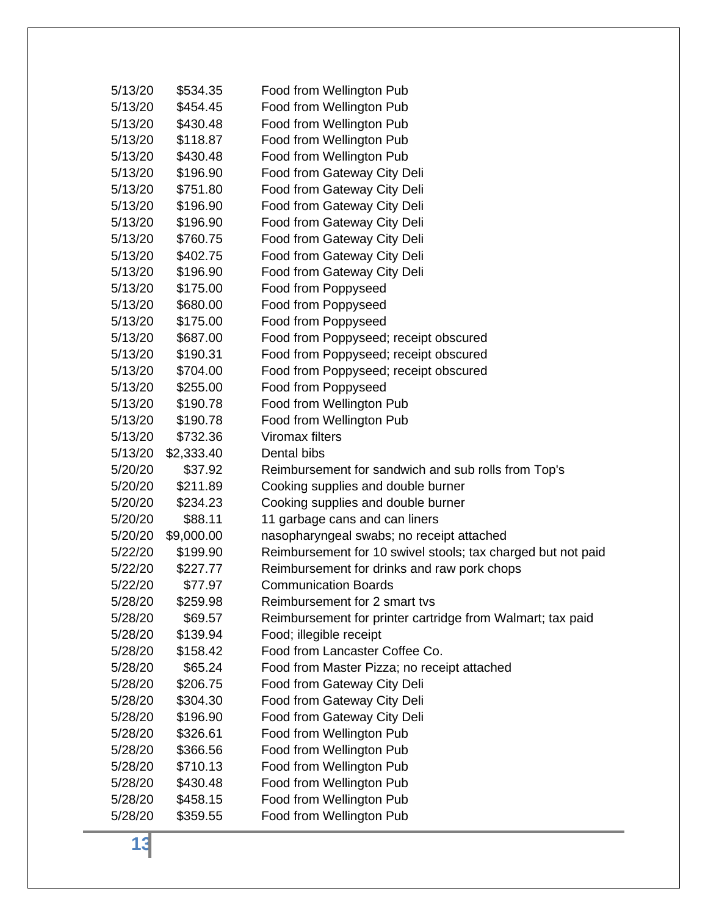| | | |
|---|---|---|
| 5/13/20 | $534.35 | Food from Wellington Pub |
| 5/13/20 | $454.45 | Food from Wellington Pub |
| 5/13/20 | $430.48 | Food from Wellington Pub |
| 5/13/20 | $118.87 | Food from Wellington Pub |
| 5/13/20 | $430.48 | Food from Wellington Pub |
| 5/13/20 | $196.90 | Food from Gateway City Deli |
| 5/13/20 | $751.80 | Food from Gateway City Deli |
| 5/13/20 | $196.90 | Food from Gateway City Deli |
| 5/13/20 | $196.90 | Food from Gateway City Deli |
| 5/13/20 | $760.75 | Food from Gateway City Deli |
| 5/13/20 | $402.75 | Food from Gateway City Deli |
| 5/13/20 | $196.90 | Food from Gateway City Deli |
| 5/13/20 | $175.00 | Food from Poppyseed |
| 5/13/20 | $680.00 | Food from Poppyseed |
| 5/13/20 | $175.00 | Food from Poppyseed |
| 5/13/20 | $687.00 | Food from Poppyseed; receipt obscured |
| 5/13/20 | $190.31 | Food from Poppyseed; receipt obscured |
| 5/13/20 | $704.00 | Food from Poppyseed; receipt obscured |
| 5/13/20 | $255.00 | Food from Poppyseed |
| 5/13/20 | $190.78 | Food from Wellington Pub |
| 5/13/20 | $190.78 | Food from Wellington Pub |
| 5/13/20 | $732.36 | Viromax filters |
| 5/13/20 | $2,333.40 | Dental bibs |
| 5/20/20 | $37.92 | Reimbursement for sandwich and sub rolls from Top's |
| 5/20/20 | $211.89 | Cooking supplies and double burner |
| 5/20/20 | $234.23 | Cooking supplies and double burner |
| 5/20/20 | $88.11 | 11 garbage cans and can liners |
| 5/20/20 | $9,000.00 | nasopharyngeal swabs; no receipt attached |
| 5/22/20 | $199.90 | Reimbursement for 10 swivel stools; tax charged but not paid |
| 5/22/20 | $227.77 | Reimbursement for drinks and raw pork chops |
| 5/22/20 | $77.97 | Communication Boards |
| 5/28/20 | $259.98 | Reimbursement for 2 smart tvs |
| 5/28/20 | $69.57 | Reimbursement for printer cartridge from Walmart; tax paid |
| 5/28/20 | $139.94 | Food; illegible receipt |
| 5/28/20 | $158.42 | Food from Lancaster Coffee Co. |
| 5/28/20 | $65.24 | Food from Master Pizza; no receipt attached |
| 5/28/20 | $206.75 | Food from Gateway City Deli |
| 5/28/20 | $304.30 | Food from Gateway City Deli |
| 5/28/20 | $196.90 | Food from Gateway City Deli |
| 5/28/20 | $326.61 | Food from Wellington Pub |
| 5/28/20 | $366.56 | Food from Wellington Pub |
| 5/28/20 | $710.13 | Food from Wellington Pub |
| 5/28/20 | $430.48 | Food from Wellington Pub |
| 5/28/20 | $458.15 | Food from Wellington Pub |
| 5/28/20 | $359.55 | Food from Wellington Pub |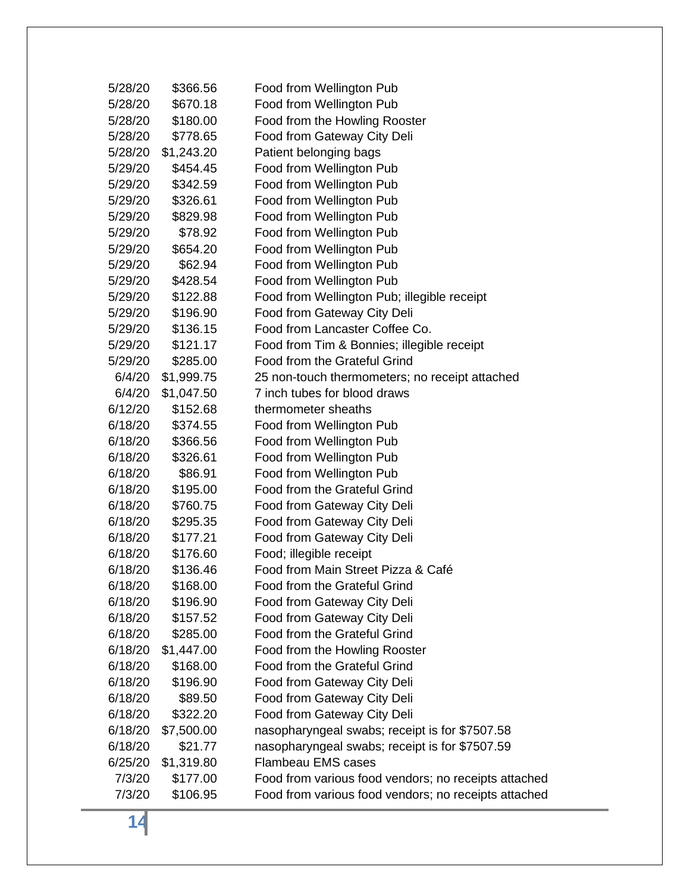| | | |
|---|---|---|
| 5/28/20 | $366.56 | Food from Wellington Pub |
| 5/28/20 | $670.18 | Food from Wellington Pub |
| 5/28/20 | $180.00 | Food from the Howling Rooster |
| 5/28/20 | $778.65 | Food from Gateway City Deli |
| 5/28/20 | $1,243.20 | Patient belonging bags |
| 5/29/20 | $454.45 | Food from Wellington Pub |
| 5/29/20 | $342.59 | Food from Wellington Pub |
| 5/29/20 | $326.61 | Food from Wellington Pub |
| 5/29/20 | $829.98 | Food from Wellington Pub |
| 5/29/20 | $78.92 | Food from Wellington Pub |
| 5/29/20 | $654.20 | Food from Wellington Pub |
| 5/29/20 | $62.94 | Food from Wellington Pub |
| 5/29/20 | $428.54 | Food from Wellington Pub |
| 5/29/20 | $122.88 | Food from Wellington Pub; illegible receipt |
| 5/29/20 | $196.90 | Food from Gateway City Deli |
| 5/29/20 | $136.15 | Food from Lancaster Coffee Co. |
| 5/29/20 | $121.17 | Food from Tim & Bonnies; illegible receipt |
| 5/29/20 | $285.00 | Food from the Grateful Grind |
| 6/4/20 | $1,999.75 | 25 non-touch thermometers; no receipt attached |
| 6/4/20 | $1,047.50 | 7 inch tubes for blood draws |
| 6/12/20 | $152.68 | thermometer sheaths |
| 6/18/20 | $374.55 | Food from Wellington Pub |
| 6/18/20 | $366.56 | Food from Wellington Pub |
| 6/18/20 | $326.61 | Food from Wellington Pub |
| 6/18/20 | $86.91 | Food from Wellington Pub |
| 6/18/20 | $195.00 | Food from the Grateful Grind |
| 6/18/20 | $760.75 | Food from Gateway City Deli |
| 6/18/20 | $295.35 | Food from Gateway City Deli |
| 6/18/20 | $177.21 | Food from Gateway City Deli |
| 6/18/20 | $176.60 | Food; illegible receipt |
| 6/18/20 | $136.46 | Food from Main Street Pizza & Café |
| 6/18/20 | $168.00 | Food from the Grateful Grind |
| 6/18/20 | $196.90 | Food from Gateway City Deli |
| 6/18/20 | $157.52 | Food from Gateway City Deli |
| 6/18/20 | $285.00 | Food from the Grateful Grind |
| 6/18/20 | $1,447.00 | Food from the Howling Rooster |
| 6/18/20 | $168.00 | Food from the Grateful Grind |
| 6/18/20 | $196.90 | Food from Gateway City Deli |
| 6/18/20 | $89.50 | Food from Gateway City Deli |
| 6/18/20 | $322.20 | Food from Gateway City Deli |
| 6/18/20 | $7,500.00 | nasopharyngeal swabs; receipt is for $7507.58 |
| 6/18/20 | $21.77 | nasopharyngeal swabs; receipt is for $7507.59 |
| 6/25/20 | $1,319.80 | Flambeau EMS cases |
| 7/3/20 | $177.00 | Food from various food vendors; no receipts attached |
| 7/3/20 | $106.95 | Food from various food vendors; no receipts attached |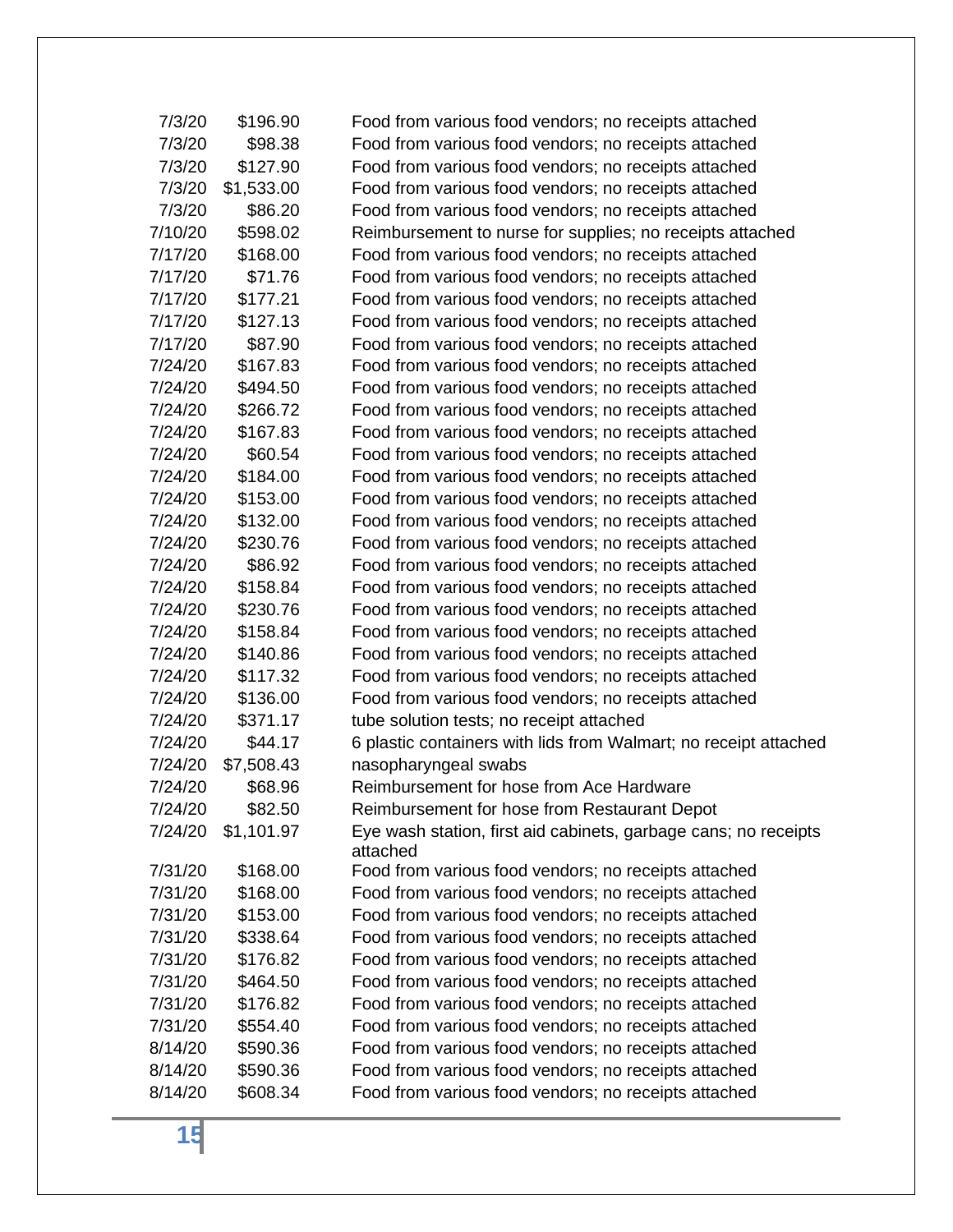| | | |
|---|---|---|
| 7/3/20 | $196.90 | Food from various food vendors; no receipts attached |
| 7/3/20 | $98.38 | Food from various food vendors; no receipts attached |
| 7/3/20 | $127.90 | Food from various food vendors; no receipts attached |
| 7/3/20 | $1,533.00 | Food from various food vendors; no receipts attached |
| 7/3/20 | $86.20 | Food from various food vendors; no receipts attached |
| 7/10/20 | $598.02 | Reimbursement to nurse for supplies; no receipts attached |
| 7/17/20 | $168.00 | Food from various food vendors; no receipts attached |
| 7/17/20 | $71.76 | Food from various food vendors; no receipts attached |
| 7/17/20 | $177.21 | Food from various food vendors; no receipts attached |
| 7/17/20 | $127.13 | Food from various food vendors; no receipts attached |
| 7/17/20 | $87.90 | Food from various food vendors; no receipts attached |
| 7/24/20 | $167.83 | Food from various food vendors; no receipts attached |
| 7/24/20 | $494.50 | Food from various food vendors; no receipts attached |
| 7/24/20 | $266.72 | Food from various food vendors; no receipts attached |
| 7/24/20 | $167.83 | Food from various food vendors; no receipts attached |
| 7/24/20 | $60.54 | Food from various food vendors; no receipts attached |
| 7/24/20 | $184.00 | Food from various food vendors; no receipts attached |
| 7/24/20 | $153.00 | Food from various food vendors; no receipts attached |
| 7/24/20 | $132.00 | Food from various food vendors; no receipts attached |
| 7/24/20 | $230.76 | Food from various food vendors; no receipts attached |
| 7/24/20 | $86.92 | Food from various food vendors; no receipts attached |
| 7/24/20 | $158.84 | Food from various food vendors; no receipts attached |
| 7/24/20 | $230.76 | Food from various food vendors; no receipts attached |
| 7/24/20 | $158.84 | Food from various food vendors; no receipts attached |
| 7/24/20 | $140.86 | Food from various food vendors; no receipts attached |
| 7/24/20 | $117.32 | Food from various food vendors; no receipts attached |
| 7/24/20 | $136.00 | Food from various food vendors; no receipts attached |
| 7/24/20 | $371.17 | tube solution tests; no receipt attached |
| 7/24/20 | $44.17 | 6 plastic containers with lids from Walmart; no receipt attached |
| 7/24/20 | $7,508.43 | nasopharyngeal swabs |
| 7/24/20 | $68.96 | Reimbursement for hose from Ace Hardware |
| 7/24/20 | $82.50 | Reimbursement for hose from Restaurant Depot |
| 7/24/20 | $1,101.97 | Eye wash station, first aid cabinets, garbage cans; no receipts attached |
| 7/31/20 | $168.00 | Food from various food vendors; no receipts attached |
| 7/31/20 | $168.00 | Food from various food vendors; no receipts attached |
| 7/31/20 | $153.00 | Food from various food vendors; no receipts attached |
| 7/31/20 | $338.64 | Food from various food vendors; no receipts attached |
| 7/31/20 | $176.82 | Food from various food vendors; no receipts attached |
| 7/31/20 | $464.50 | Food from various food vendors; no receipts attached |
| 7/31/20 | $176.82 | Food from various food vendors; no receipts attached |
| 7/31/20 | $554.40 | Food from various food vendors; no receipts attached |
| 8/14/20 | $590.36 | Food from various food vendors; no receipts attached |
| 8/14/20 | $590.36 | Food from various food vendors; no receipts attached |
| 8/14/20 | $608.34 | Food from various food vendors; no receipts attached |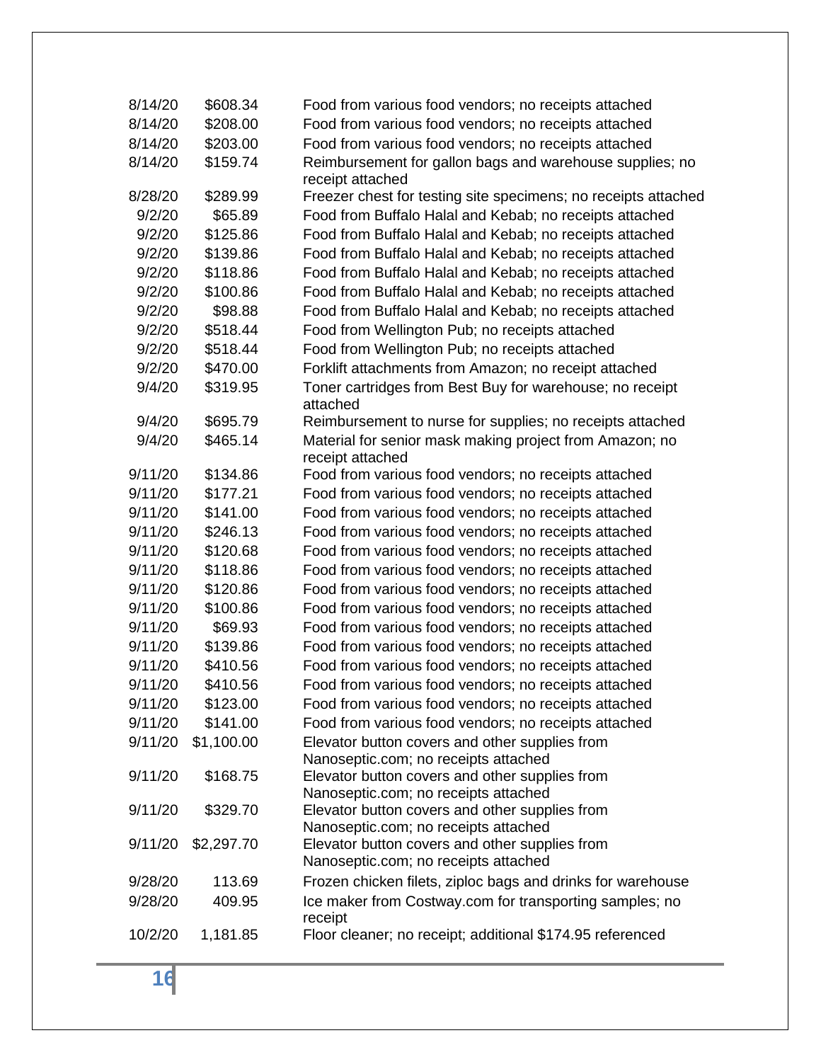| | | |
|---|---|---|
| 8/14/20 | $608.34 | Food from various food vendors; no receipts attached |
| 8/14/20 | $208.00 | Food from various food vendors; no receipts attached |
| 8/14/20 | $203.00 | Food from various food vendors; no receipts attached |
| 8/14/20 | $159.74 | Reimbursement for gallon bags and warehouse supplies; no receipt attached |
| 8/28/20 | $289.99 | Freezer chest for testing site specimens; no receipts attached |
| 9/2/20 | $65.89 | Food from Buffalo Halal and Kebab; no receipts attached |
| 9/2/20 | $125.86 | Food from Buffalo Halal and Kebab; no receipts attached |
| 9/2/20 | $139.86 | Food from Buffalo Halal and Kebab; no receipts attached |
| 9/2/20 | $118.86 | Food from Buffalo Halal and Kebab; no receipts attached |
| 9/2/20 | $100.86 | Food from Buffalo Halal and Kebab; no receipts attached |
| 9/2/20 | $98.88 | Food from Buffalo Halal and Kebab; no receipts attached |
| 9/2/20 | $518.44 | Food from Wellington Pub; no receipts attached |
| 9/2/20 | $518.44 | Food from Wellington Pub; no receipts attached |
| 9/2/20 | $470.00 | Forklift attachments from Amazon; no receipt attached |
| 9/4/20 | $319.95 | Toner cartridges from Best Buy for warehouse; no receipt attached |
| 9/4/20 | $695.79 | Reimbursement to nurse for supplies; no receipts attached |
| 9/4/20 | $465.14 | Material for senior mask making project from Amazon; no receipt attached |
| 9/11/20 | $134.86 | Food from various food vendors; no receipts attached |
| 9/11/20 | $177.21 | Food from various food vendors; no receipts attached |
| 9/11/20 | $141.00 | Food from various food vendors; no receipts attached |
| 9/11/20 | $246.13 | Food from various food vendors; no receipts attached |
| 9/11/20 | $120.68 | Food from various food vendors; no receipts attached |
| 9/11/20 | $118.86 | Food from various food vendors; no receipts attached |
| 9/11/20 | $120.86 | Food from various food vendors; no receipts attached |
| 9/11/20 | $100.86 | Food from various food vendors; no receipts attached |
| 9/11/20 | $69.93 | Food from various food vendors; no receipts attached |
| 9/11/20 | $139.86 | Food from various food vendors; no receipts attached |
| 9/11/20 | $410.56 | Food from various food vendors; no receipts attached |
| 9/11/20 | $410.56 | Food from various food vendors; no receipts attached |
| 9/11/20 | $123.00 | Food from various food vendors; no receipts attached |
| 9/11/20 | $141.00 | Food from various food vendors; no receipts attached |
| 9/11/20 | $1,100.00 | Elevator button covers and other supplies from Nanoseptic.com; no receipts attached |
| 9/11/20 | $168.75 | Elevator button covers and other supplies from Nanoseptic.com; no receipts attached |
| 9/11/20 | $329.70 | Elevator button covers and other supplies from Nanoseptic.com; no receipts attached |
| 9/11/20 | $2,297.70 | Elevator button covers and other supplies from Nanoseptic.com; no receipts attached |
| 9/28/20 | 113.69 | Frozen chicken filets, ziploc bags and drinks for warehouse |
| 9/28/20 | 409.95 | Ice maker from Costway.com for transporting samples; no receipt |
| 10/2/20 | 1,181.85 | Floor cleaner; no receipt; additional $174.95 referenced |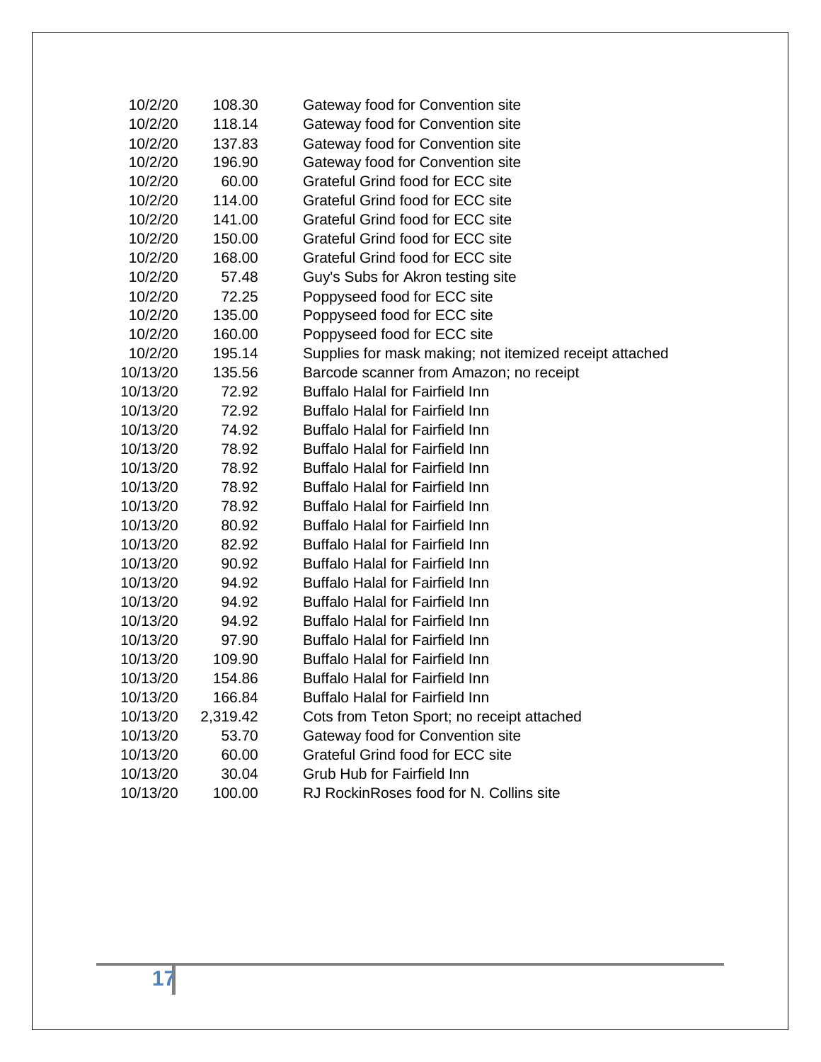| | | |
|---|---|---|
| 10/2/20 | 108.30 | Gateway food for Convention site |
| 10/2/20 | 118.14 | Gateway food for Convention site |
| 10/2/20 | 137.83 | Gateway food for Convention site |
| 10/2/20 | 196.90 | Gateway food for Convention site |
| 10/2/20 | 60.00 | Grateful Grind food for ECC site |
| 10/2/20 | 114.00 | Grateful Grind food for ECC site |
| 10/2/20 | 141.00 | Grateful Grind food for ECC site |
| 10/2/20 | 150.00 | Grateful Grind food for ECC site |
| 10/2/20 | 168.00 | Grateful Grind food for ECC site |
| 10/2/20 | 57.48 | Guy's Subs for Akron testing site |
| 10/2/20 | 72.25 | Poppyseed food for ECC site |
| 10/2/20 | 135.00 | Poppyseed food for ECC site |
| 10/2/20 | 160.00 | Poppyseed food for ECC site |
| 10/2/20 | 195.14 | Supplies for mask making; not itemized receipt attached |
| 10/13/20 | 135.56 | Barcode scanner from Amazon; no receipt |
| 10/13/20 | 72.92 | Buffalo Halal for Fairfield Inn |
| 10/13/20 | 72.92 | Buffalo Halal for Fairfield Inn |
| 10/13/20 | 74.92 | Buffalo Halal for Fairfield Inn |
| 10/13/20 | 78.92 | Buffalo Halal for Fairfield Inn |
| 10/13/20 | 78.92 | Buffalo Halal for Fairfield Inn |
| 10/13/20 | 78.92 | Buffalo Halal for Fairfield Inn |
| 10/13/20 | 78.92 | Buffalo Halal for Fairfield Inn |
| 10/13/20 | 80.92 | Buffalo Halal for Fairfield Inn |
| 10/13/20 | 82.92 | Buffalo Halal for Fairfield Inn |
| 10/13/20 | 90.92 | Buffalo Halal for Fairfield Inn |
| 10/13/20 | 94.92 | Buffalo Halal for Fairfield Inn |
| 10/13/20 | 94.92 | Buffalo Halal for Fairfield Inn |
| 10/13/20 | 94.92 | Buffalo Halal for Fairfield Inn |
| 10/13/20 | 97.90 | Buffalo Halal for Fairfield Inn |
| 10/13/20 | 109.90 | Buffalo Halal for Fairfield Inn |
| 10/13/20 | 154.86 | Buffalo Halal for Fairfield Inn |
| 10/13/20 | 166.84 | Buffalo Halal for Fairfield Inn |
| 10/13/20 | 2,319.42 | Cots from Teton Sport; no receipt attached |
| 10/13/20 | 53.70 | Gateway food for Convention site |
| 10/13/20 | 60.00 | Grateful Grind food for ECC site |
| 10/13/20 | 30.04 | Grub Hub for Fairfield Inn |
| 10/13/20 | 100.00 | RJ RockinRoses food for N. Collins site |